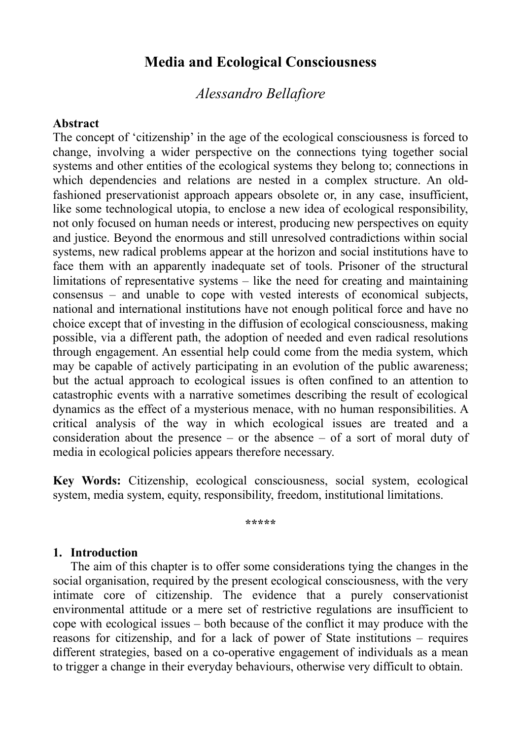# Media and Ecological Consciousness

*Alessandro Bellafiore*

**Abstract**

The concept of 'citizenship' in the age of the ecological consciousness is forced to change, involving a wider perspective on the connections tying together social systems and other entities of the ecological systems they belong to; connections in which dependencies and relations are nested in a complex structure. An old-fashioned preservationist approach appears obsolete or, in any case, insufficient, like some technological utopia, to enclose a new idea of ecological responsibility, not only focused on human needs or interest, producing new perspectives on equity and justice. Beyond the enormous and still unresolved contradictions within social systems, new radical problems appear at the horizon and social institutions have to face them with an apparently inadequate set of tools. Prisoner of the structural limitations of representative systems – like the need for creating and maintaining consensus – and unable to cope with vested interests of economical subjects, national and international institutions have not enough political force and have no choice except that of investing in the diffusion of ecological consciousness, making possible, via a different path, the adoption of needed and even radical resolutions through engagement. An essential help could come from the media system, which may be capable of actively participating in an evolution of the public awareness; but the actual approach to ecological issues is often confined to an attention to catastrophic events with a narrative sometimes describing the result of ecological dynamics as the effect of a mysterious menace, with no human responsibilities. A critical analysis of the way in which ecological issues are treated and a consideration about the presence – or the absence – of a sort of moral duty of media in ecological policies appears therefore necessary.

**Key Words:** Citizenship, ecological consciousness, social system, ecological system, media system, equity, responsibility, freedom, institutional limitations.

*****

## 1. Introduction

The aim of this chapter is to offer some considerations tying the changes in the social organisation, required by the present ecological consciousness, with the very intimate core of citizenship. The evidence that a purely conservationist environmental attitude or a mere set of restrictive regulations are insufficient to cope with ecological issues – both because of the conflict it may produce with the reasons for citizenship, and for a lack of power of State institutions – requires different strategies, based on a co-operative engagement of individuals as a mean to trigger a change in their everyday behaviours, otherwise very difficult to obtain.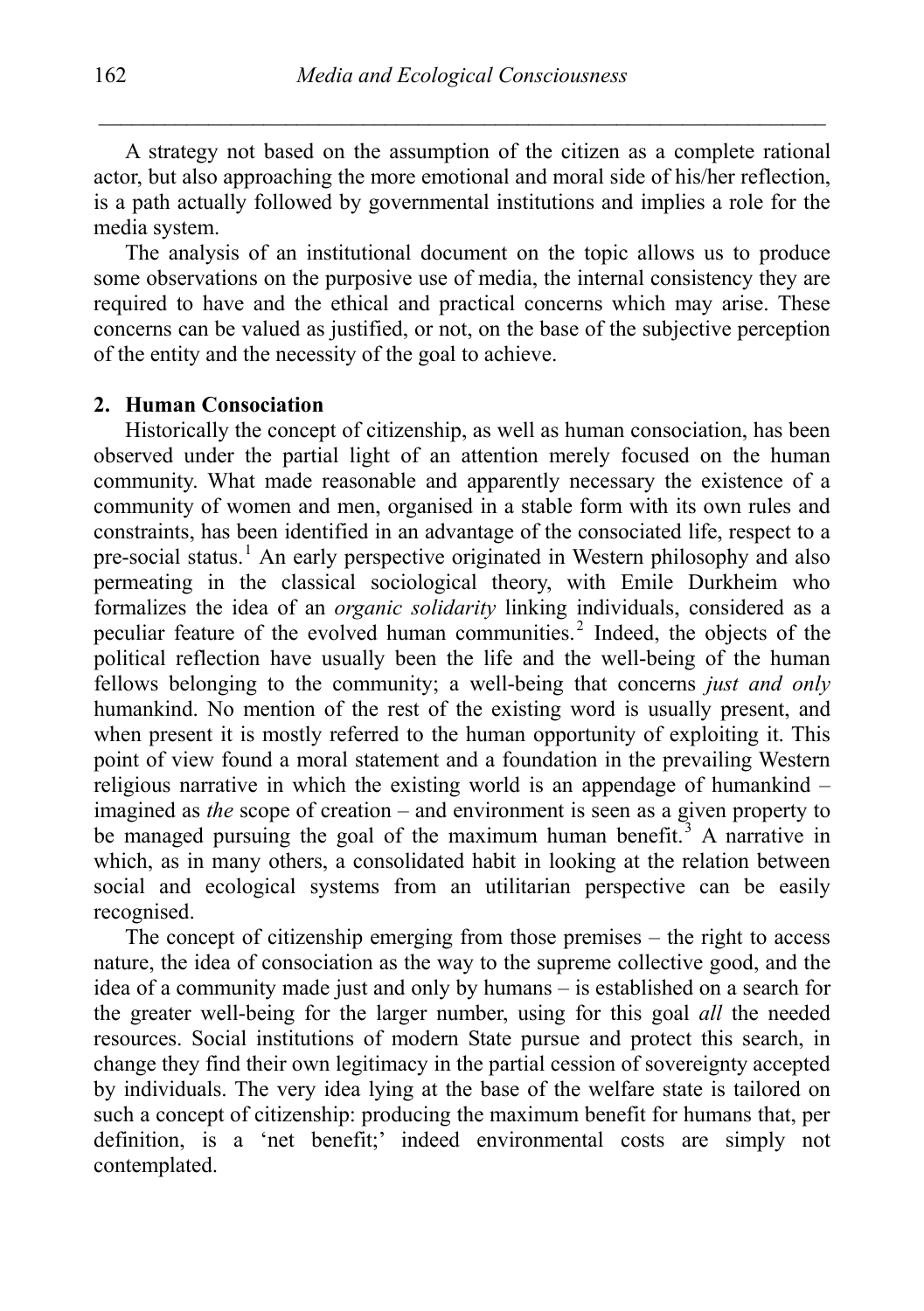A strategy not based on the assumption of the citizen as a complete rational actor, but also approaching the more emotional and moral side of his/her reflection, is a path actually followed by governmental institutions and implies a role for the media system.

The analysis of an institutional document on the topic allows us to produce some observations on the purposive use of media, the internal consistency they are required to have and the ethical and practical concerns which may arise. These concerns can be valued as justified, or not, on the base of the subjective perception of the entity and the necessity of the goal to achieve.

## 2. Human Consociation

Historically the concept of citizenship, as well as human consociation, has been observed under the partial light of an attention merely focused on the human community. What made reasonable and apparently necessary the existence of a community of women and men, organised in a stable form with its own rules and constraints, has been identified in an advantage of the consociated life, respect to a pre-social status.[1] An early perspective originated in Western philosophy and also permeating in the classical sociological theory, with Emile Durkheim who formalizes the idea of an *organic solidarity* linking individuals, considered as a peculiar feature of the evolved human communities.[2] Indeed, the objects of the political reflection have usually been the life and the well-being of the human fellows belonging to the community; a well-being that concerns *just and only* humankind. No mention of the rest of the existing word is usually present, and when present it is mostly referred to the human opportunity of exploiting it. This point of view found a moral statement and a foundation in the prevailing Western religious narrative in which the existing world is an appendage of humankind – imagined as *the* scope of creation – and environment is seen as a given property to be managed pursuing the goal of the maximum human benefit.[3] A narrative in which, as in many others, a consolidated habit in looking at the relation between social and ecological systems from an utilitarian perspective can be easily recognised.

The concept of citizenship emerging from those premises – the right to access nature, the idea of consociation as the way to the supreme collective good, and the idea of a community made just and only by humans – is established on a search for the greater well-being for the larger number, using for this goal *all* the needed resources. Social institutions of modern State pursue and protect this search, in change they find their own legitimacy in the partial cession of sovereignty accepted by individuals. The very idea lying at the base of the welfare state is tailored on such a concept of citizenship: producing the maximum benefit for humans that, per definition, is a 'net benefit;' indeed environmental costs are simply not contemplated.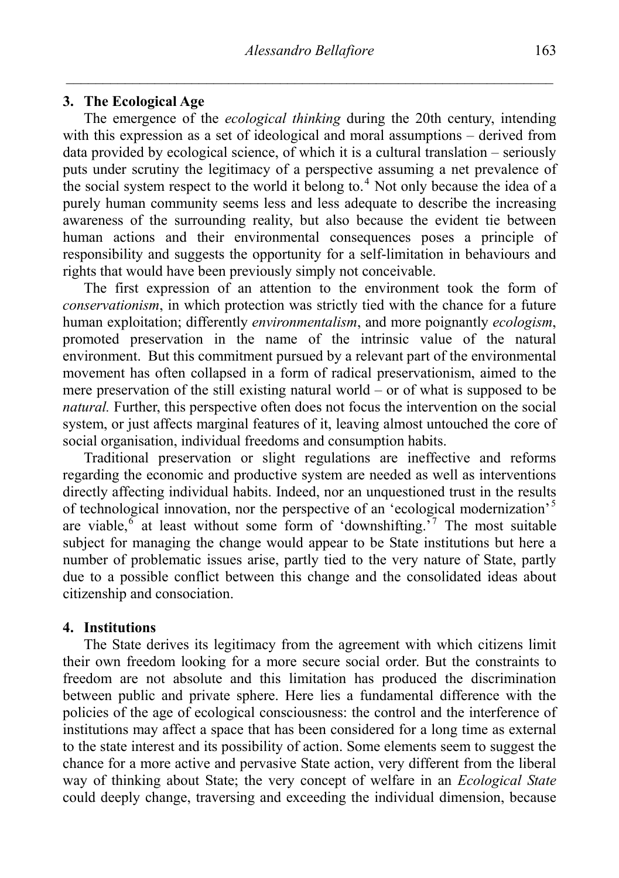## 3. The Ecological Age

The emergence of the *ecological thinking* during the 20th century, intending with this expression as a set of ideological and moral assumptions – derived from data provided by ecological science, of which it is a cultural translation – seriously puts under scrutiny the legitimacy of a perspective assuming a net prevalence of the social system respect to the world it belong to.[4] Not only because the idea of a purely human community seems less and less adequate to describe the increasing awareness of the surrounding reality, but also because the evident tie between human actions and their environmental consequences poses a principle of responsibility and suggests the opportunity for a self-limitation in behaviours and rights that would have been previously simply not conceivable.

The first expression of an attention to the environment took the form of *conservationism*, in which protection was strictly tied with the chance for a future human exploitation; differently *environmentalism*, and more poignantly *ecologism*, promoted preservation in the name of the intrinsic value of the natural environment. But this commitment pursued by a relevant part of the environmental movement has often collapsed in a form of radical preservationism, aimed to the mere preservation of the still existing natural world – or of what is supposed to be *natural.* Further, this perspective often does not focus the intervention on the social system, or just affects marginal features of it, leaving almost untouched the core of social organisation, individual freedoms and consumption habits.

Traditional preservation or slight regulations are ineffective and reforms regarding the economic and productive system are needed as well as interventions directly affecting individual habits. Indeed, nor an unquestioned trust in the results of technological innovation, nor the perspective of an 'ecological modernization'[5] are viable,[6] at least without some form of 'downshifting.'[7] The most suitable subject for managing the change would appear to be State institutions but here a number of problematic issues arise, partly tied to the very nature of State, partly due to a possible conflict between this change and the consolidated ideas about citizenship and consociation.

## 4. Institutions

The State derives its legitimacy from the agreement with which citizens limit their own freedom looking for a more secure social order. But the constraints to freedom are not absolute and this limitation has produced the discrimination between public and private sphere. Here lies a fundamental difference with the policies of the age of ecological consciousness: the control and the interference of institutions may affect a space that has been considered for a long time as external to the state interest and its possibility of action. Some elements seem to suggest the chance for a more active and pervasive State action, very different from the liberal way of thinking about State; the very concept of welfare in an *Ecological State* could deeply change, traversing and exceeding the individual dimension, because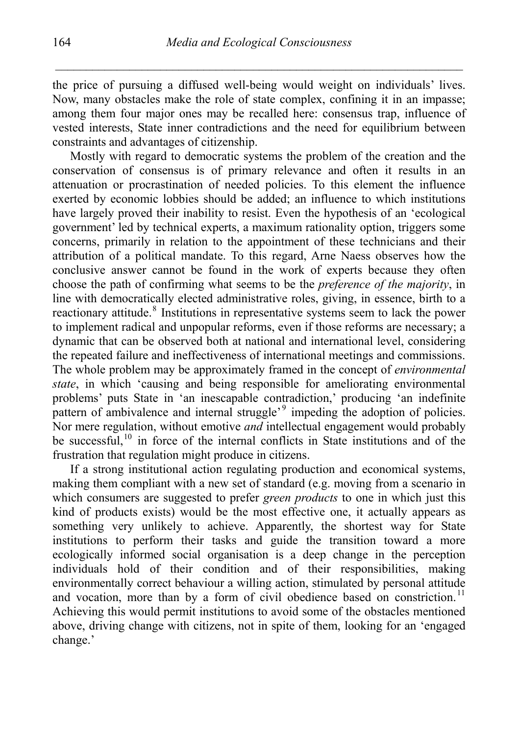the price of pursuing a diffused well-being would weight on individuals' lives. Now, many obstacles make the role of state complex, confining it in an impasse; among them four major ones may be recalled here: consensus trap, influence of vested interests, State inner contradictions and the need for equilibrium between constraints and advantages of citizenship.

Mostly with regard to democratic systems the problem of the creation and the conservation of consensus is of primary relevance and often it results in an attenuation or procrastination of needed policies. To this element the influence exerted by economic lobbies should be added; an influence to which institutions have largely proved their inability to resist. Even the hypothesis of an 'ecological government' led by technical experts, a maximum rationality option, triggers some concerns, primarily in relation to the appointment of these technicians and their attribution of a political mandate. To this regard, Arne Naess observes how the conclusive answer cannot be found in the work of experts because they often choose the path of confirming what seems to be the *preference of the majority*, in line with democratically elected administrative roles, giving, in essence, birth to a reactionary attitude.[8] Institutions in representative systems seem to lack the power to implement radical and unpopular reforms, even if those reforms are necessary; a dynamic that can be observed both at national and international level, considering the repeated failure and ineffectiveness of international meetings and commissions. The whole problem may be approximately framed in the concept of *environmental state*, in which 'causing and being responsible for ameliorating environmental problems' puts State in 'an inescapable contradiction,' producing 'an indefinite pattern of ambivalence and internal struggle'[9] impeding the adoption of policies. Nor mere regulation, without emotive *and* intellectual engagement would probably be successful,[10] in force of the internal conflicts in State institutions and of the frustration that regulation might produce in citizens.

If a strong institutional action regulating production and economical systems, making them compliant with a new set of standard (e.g. moving from a scenario in which consumers are suggested to prefer *green products* to one in which just this kind of products exists) would be the most effective one, it actually appears as something very unlikely to achieve. Apparently, the shortest way for State institutions to perform their tasks and guide the transition toward a more ecologically informed social organisation is a deep change in the perception individuals hold of their condition and of their responsibilities, making environmentally correct behaviour a willing action, stimulated by personal attitude and vocation, more than by a form of civil obedience based on constriction.[11] Achieving this would permit institutions to avoid some of the obstacles mentioned above, driving change with citizens, not in spite of them, looking for an 'engaged change.'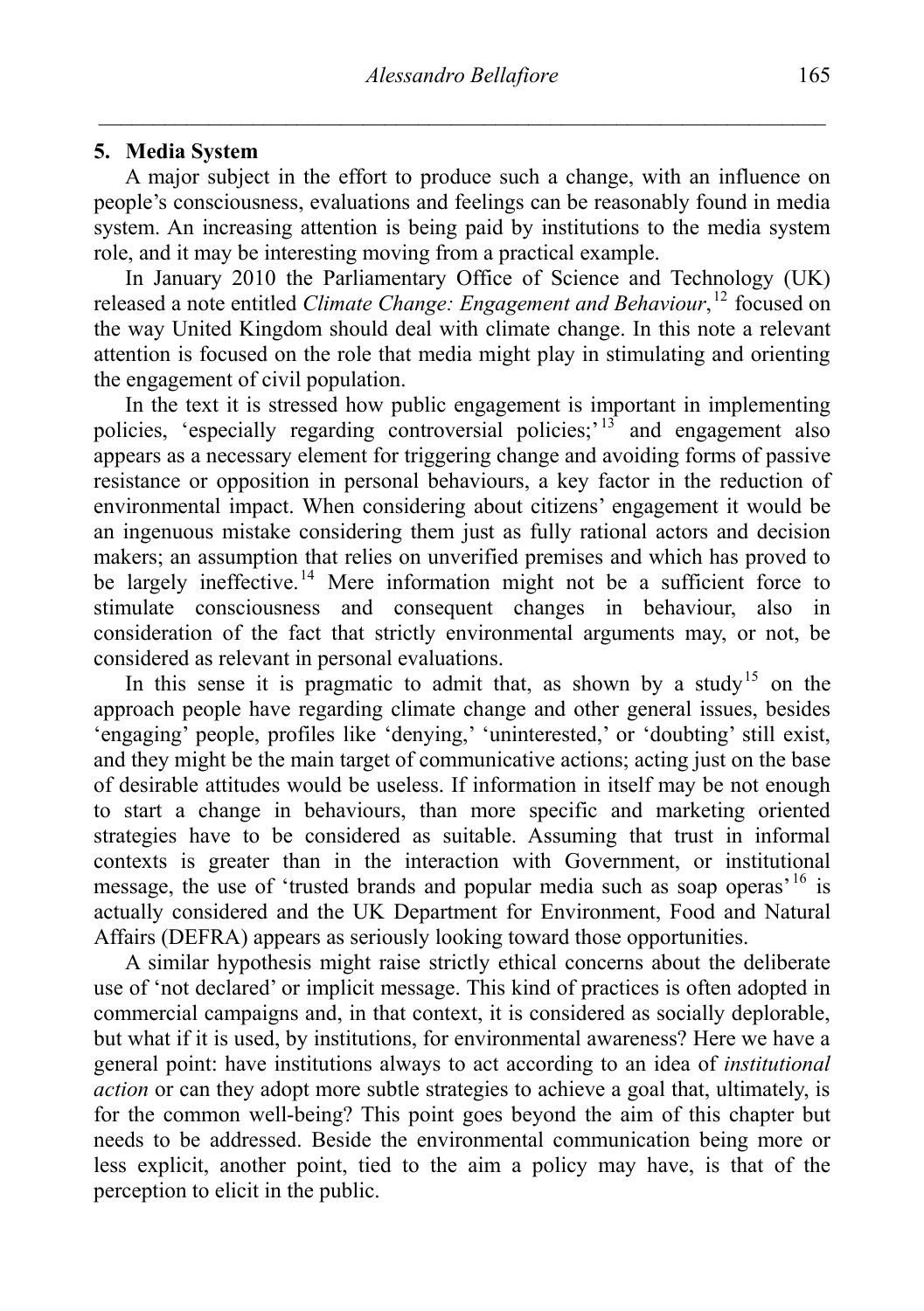## 5. Media System

A major subject in the effort to produce such a change, with an influence on people's consciousness, evaluations and feelings can be reasonably found in media system. An increasing attention is being paid by institutions to the media system role, and it may be interesting moving from a practical example.

In January 2010 the Parliamentary Office of Science and Technology (UK) released a note entitled *Climate Change: Engagement and Behaviour*,[12] focused on the way United Kingdom should deal with climate change. In this note a relevant attention is focused on the role that media might play in stimulating and orienting the engagement of civil population.

In the text it is stressed how public engagement is important in implementing policies, 'especially regarding controversial policies;'[13] and engagement also appears as a necessary element for triggering change and avoiding forms of passive resistance or opposition in personal behaviours, a key factor in the reduction of environmental impact. When considering about citizens' engagement it would be an ingenuous mistake considering them just as fully rational actors and decision makers; an assumption that relies on unverified premises and which has proved to be largely ineffective.[14] Mere information might not be a sufficient force to stimulate consciousness and consequent changes in behaviour, also in consideration of the fact that strictly environmental arguments may, or not, be considered as relevant in personal evaluations.

In this sense it is pragmatic to admit that, as shown by a study[15] on the approach people have regarding climate change and other general issues, besides 'engaging' people, profiles like 'denying,' 'uninterested,' or 'doubting' still exist, and they might be the main target of communicative actions; acting just on the base of desirable attitudes would be useless. If information in itself may be not enough to start a change in behaviours, than more specific and marketing oriented strategies have to be considered as suitable. Assuming that trust in informal contexts is greater than in the interaction with Government, or institutional message, the use of 'trusted brands and popular media such as soap operas'[16] is actually considered and the UK Department for Environment, Food and Natural Affairs (DEFRA) appears as seriously looking toward those opportunities.

A similar hypothesis might raise strictly ethical concerns about the deliberate use of 'not declared' or implicit message. This kind of practices is often adopted in commercial campaigns and, in that context, it is considered as socially deplorable, but what if it is used, by institutions, for environmental awareness? Here we have a general point: have institutions always to act according to an idea of *institutional action* or can they adopt more subtle strategies to achieve a goal that, ultimately, is for the common well-being? This point goes beyond the aim of this chapter but needs to be addressed. Beside the environmental communication being more or less explicit, another point, tied to the aim a policy may have, is that of the perception to elicit in the public.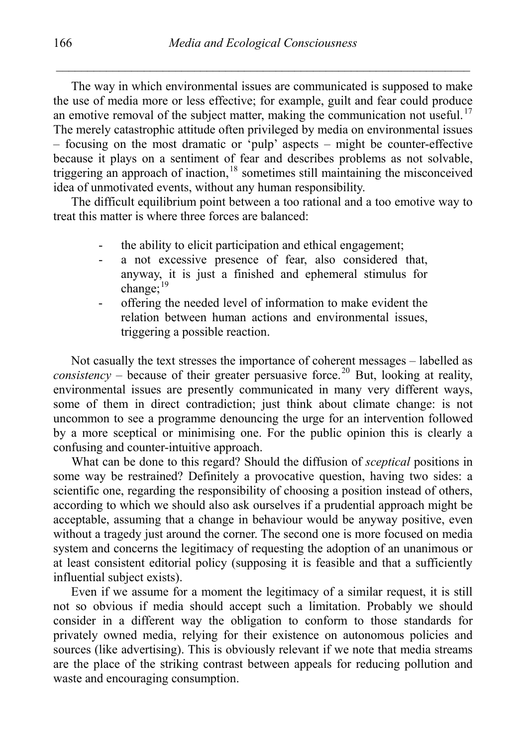The way in which environmental issues are communicated is supposed to make the use of media more or less effective; for example, guilt and fear could produce an emotive removal of the subject matter, making the communication not useful.[17] The merely catastrophic attitude often privileged by media on environmental issues – focusing on the most dramatic or 'pulp' aspects – might be counter-effective because it plays on a sentiment of fear and describes problems as not solvable, triggering an approach of inaction,[18] sometimes still maintaining the misconceived idea of unmotivated events, without any human responsibility.

The difficult equilibrium point between a too rational and a too emotive way to treat this matter is where three forces are balanced:

- the ability to elicit participation and ethical engagement;
- a not excessive presence of fear, also considered that, anyway, it is just a finished and ephemeral stimulus for change;[19]
- offering the needed level of information to make evident the relation between human actions and environmental issues, triggering a possible reaction.

Not casually the text stresses the importance of coherent messages – labelled as *consistency* – because of their greater persuasive force.[20] But, looking at reality, environmental issues are presently communicated in many very different ways, some of them in direct contradiction; just think about climate change: is not uncommon to see a programme denouncing the urge for an intervention followed by a more sceptical or minimising one. For the public opinion this is clearly a confusing and counter-intuitive approach.

What can be done to this regard? Should the diffusion of *sceptical* positions in some way be restrained? Definitely a provocative question, having two sides: a scientific one, regarding the responsibility of choosing a position instead of others, according to which we should also ask ourselves if a prudential approach might be acceptable, assuming that a change in behaviour would be anyway positive, even without a tragedy just around the corner. The second one is more focused on media system and concerns the legitimacy of requesting the adoption of an unanimous or at least consistent editorial policy (supposing it is feasible and that a sufficiently influential subject exists).

Even if we assume for a moment the legitimacy of a similar request, it is still not so obvious if media should accept such a limitation. Probably we should consider in a different way the obligation to conform to those standards for privately owned media, relying for their existence on autonomous policies and sources (like advertising). This is obviously relevant if we note that media streams are the place of the striking contrast between appeals for reducing pollution and waste and encouraging consumption.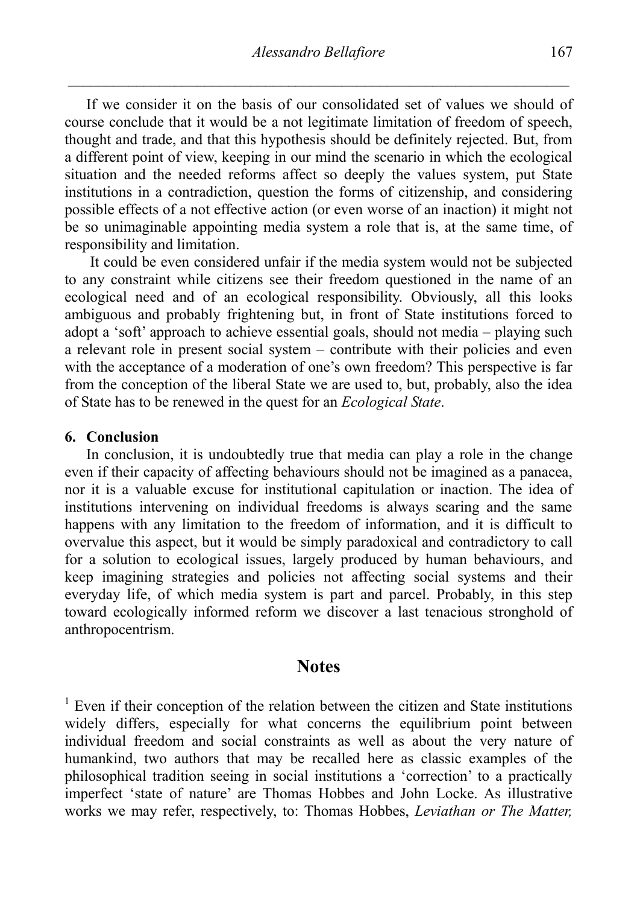If we consider it on the basis of our consolidated set of values we should of course conclude that it would be a not legitimate limitation of freedom of speech, thought and trade, and that this hypothesis should be definitely rejected. But, from a different point of view, keeping in our mind the scenario in which the ecological situation and the needed reforms affect so deeply the values system, put State institutions in a contradiction, question the forms of citizenship, and considering possible effects of a not effective action (or even worse of an inaction) it might not be so unimaginable appointing media system a role that is, at the same time, of responsibility and limitation.

It could be even considered unfair if the media system would not be subjected to any constraint while citizens see their freedom questioned in the name of an ecological need and of an ecological responsibility. Obviously, all this looks ambiguous and probably frightening but, in front of State institutions forced to adopt a 'soft' approach to achieve essential goals, should not media – playing such a relevant role in present social system – contribute with their policies and even with the acceptance of a moderation of one's own freedom? This perspective is far from the conception of the liberal State we are used to, but, probably, also the idea of State has to be renewed in the quest for an *Ecological State*.

## 6. Conclusion

In conclusion, it is undoubtedly true that media can play a role in the change even if their capacity of affecting behaviours should not be imagined as a panacea, nor it is a valuable excuse for institutional capitulation or inaction. The idea of institutions intervening on individual freedoms is always scaring and the same happens with any limitation to the freedom of information, and it is difficult to overvalue this aspect, but it would be simply paradoxical and contradictory to call for a solution to ecological issues, largely produced by human behaviours, and keep imagining strategies and policies not affecting social systems and their everyday life, of which media system is part and parcel. Probably, in this step toward ecologically informed reform we discover a last tenacious stronghold of anthropocentrism.

# Notes

[1] Even if their conception of the relation between the citizen and State institutions widely differs, especially for what concerns the equilibrium point between individual freedom and social constraints as well as about the very nature of humankind, two authors that may be recalled here as classic examples of the philosophical tradition seeing in social institutions a 'correction' to a practically imperfect 'state of nature' are Thomas Hobbes and John Locke. As illustrative works we may refer, respectively, to: Thomas Hobbes, *Leviathan or The Matter,*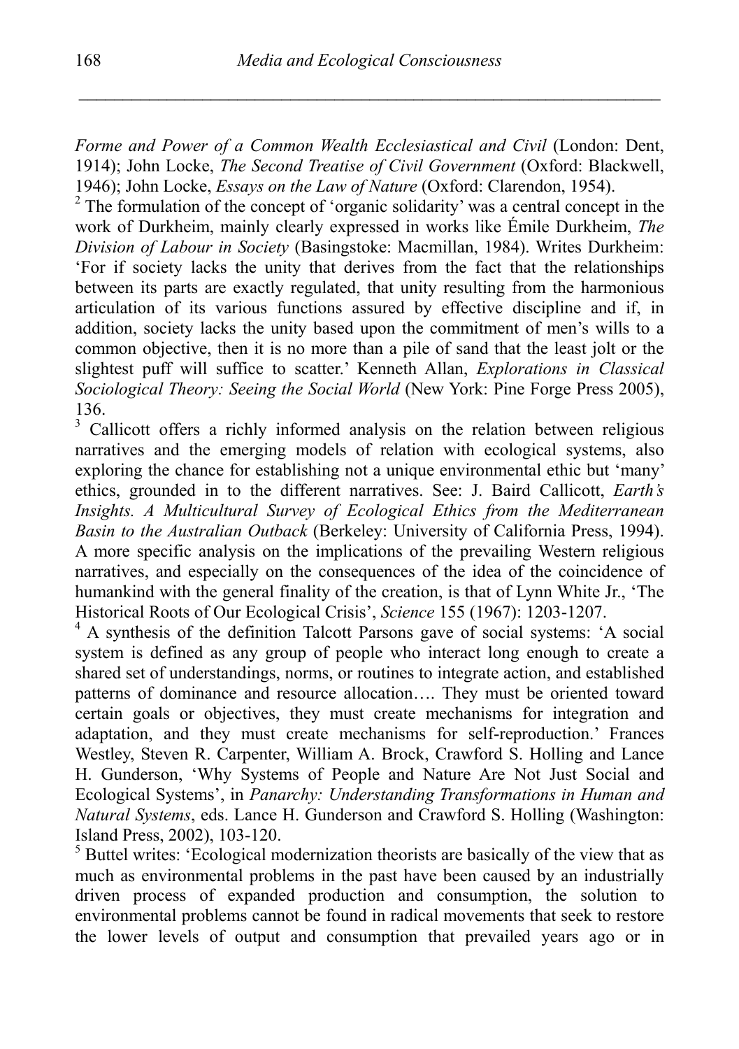*Forme and Power of a Common Wealth Ecclesiastical and Civil* (London: Dent, 1914); John Locke, *The Second Treatise of Civil Government* (Oxford: Blackwell, 1946); John Locke, *Essays on the Law of Nature* (Oxford: Clarendon, 1954).

[2] The formulation of the concept of 'organic solidarity' was a central concept in the work of Durkheim, mainly clearly expressed in works like Émile Durkheim, *The Division of Labour in Society* (Basingstoke: Macmillan, 1984). Writes Durkheim: 'For if society lacks the unity that derives from the fact that the relationships between its parts are exactly regulated, that unity resulting from the harmonious articulation of its various functions assured by effective discipline and if, in addition, society lacks the unity based upon the commitment of men's wills to a common objective, then it is no more than a pile of sand that the least jolt or the slightest puff will suffice to scatter.' Kenneth Allan, *Explorations in Classical Sociological Theory: Seeing the Social World* (New York: Pine Forge Press 2005), 136.

[3] Callicott offers a richly informed analysis on the relation between religious narratives and the emerging models of relation with ecological systems, also exploring the chance for establishing not a unique environmental ethic but 'many' ethics, grounded in to the different narratives. See: J. Baird Callicott, *Earth's Insights. A Multicultural Survey of Ecological Ethics from the Mediterranean Basin to the Australian Outback* (Berkeley: University of California Press, 1994). A more specific analysis on the implications of the prevailing Western religious narratives, and especially on the consequences of the idea of the coincidence of humankind with the general finality of the creation, is that of Lynn White Jr., 'The Historical Roots of Our Ecological Crisis', *Science* 155 (1967): 1203-1207.

[4] A synthesis of the definition Talcott Parsons gave of social systems: 'A social system is defined as any group of people who interact long enough to create a shared set of understandings, norms, or routines to integrate action, and established patterns of dominance and resource allocation…. They must be oriented toward certain goals or objectives, they must create mechanisms for integration and adaptation, and they must create mechanisms for self-reproduction.' Frances Westley, Steven R. Carpenter, William A. Brock, Crawford S. Holling and Lance H. Gunderson, 'Why Systems of People and Nature Are Not Just Social and Ecological Systems', in *Panarchy: Understanding Transformations in Human and Natural Systems*, eds. Lance H. Gunderson and Crawford S. Holling (Washington: Island Press, 2002), 103-120.

[5] Buttel writes: 'Ecological modernization theorists are basically of the view that as much as environmental problems in the past have been caused by an industrially driven process of expanded production and consumption, the solution to environmental problems cannot be found in radical movements that seek to restore the lower levels of output and consumption that prevailed years ago or in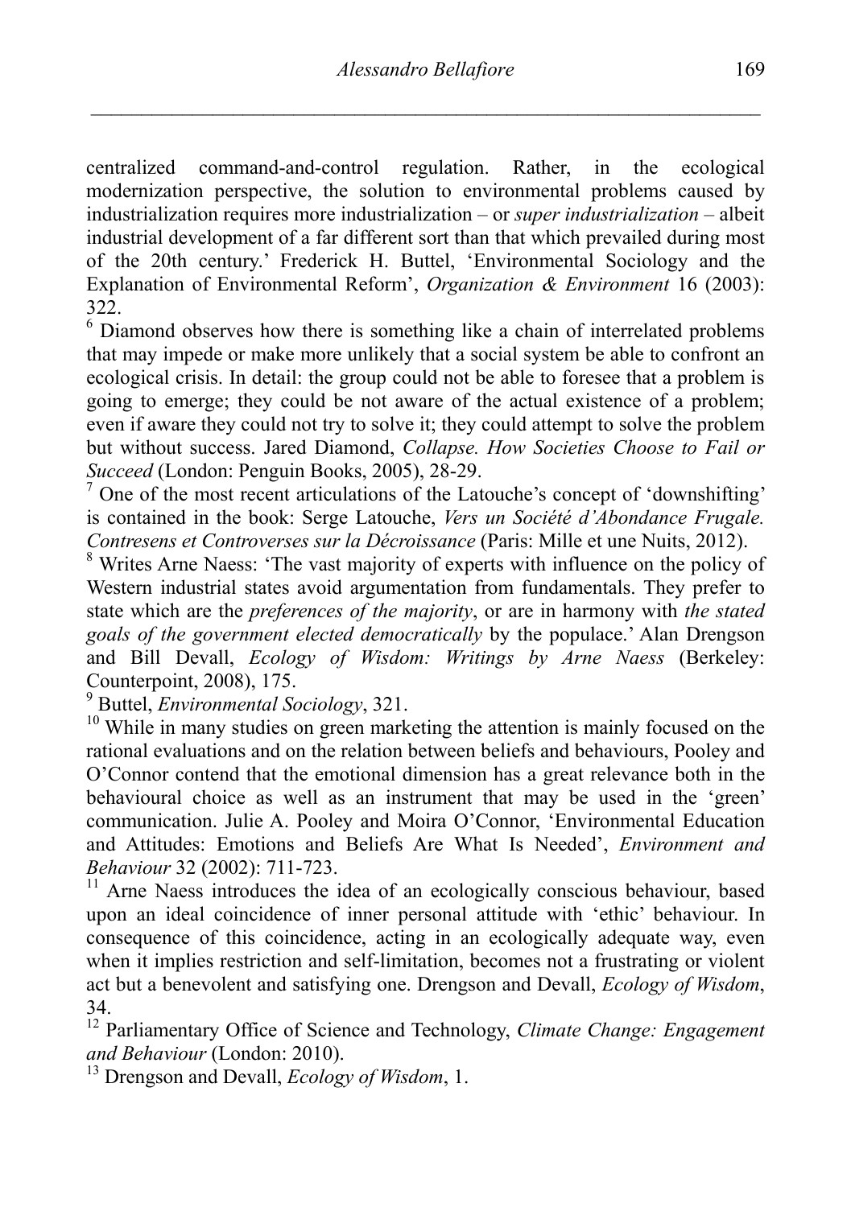centralized command-and-control regulation. Rather, in the ecological modernization perspective, the solution to environmental problems caused by industrialization requires more industrialization – or *super industrialization* – albeit industrial development of a far different sort than that which prevailed during most of the 20th century.' Frederick H. Buttel, 'Environmental Sociology and the Explanation of Environmental Reform', *Organization & Environment* 16 (2003): 322.

[6] Diamond observes how there is something like a chain of interrelated problems that may impede or make more unlikely that a social system be able to confront an ecological crisis. In detail: the group could not be able to foresee that a problem is going to emerge; they could be not aware of the actual existence of a problem; even if aware they could not try to solve it; they could attempt to solve the problem but without success. Jared Diamond, *Collapse. How Societies Choose to Fail or Succeed* (London: Penguin Books, 2005), 28-29.

[7] One of the most recent articulations of the Latouche's concept of 'downshifting' is contained in the book: Serge Latouche, *Vers un Société d'Abondance Frugale. Contresens et Controverses sur la Décroissance* (Paris: Mille et une Nuits, 2012).

[8] Writes Arne Naess: 'The vast majority of experts with influence on the policy of Western industrial states avoid argumentation from fundamentals. They prefer to state which are the *preferences of the majority*, or are in harmony with *the stated goals of the government elected democratically* by the populace.' Alan Drengson and Bill Devall, *Ecology of Wisdom: Writings by Arne Naess* (Berkeley: Counterpoint, 2008), 175.

[9] Buttel, *Environmental Sociology*, 321.

[10] While in many studies on green marketing the attention is mainly focused on the rational evaluations and on the relation between beliefs and behaviours, Pooley and O'Connor contend that the emotional dimension has a great relevance both in the behavioural choice as well as an instrument that may be used in the 'green' communication. Julie A. Pooley and Moira O'Connor, 'Environmental Education and Attitudes: Emotions and Beliefs Are What Is Needed', *Environment and Behaviour* 32 (2002): 711-723.

[11] Arne Naess introduces the idea of an ecologically conscious behaviour, based upon an ideal coincidence of inner personal attitude with 'ethic' behaviour. In consequence of this coincidence, acting in an ecologically adequate way, even when it implies restriction and self-limitation, becomes not a frustrating or violent act but a benevolent and satisfying one. Drengson and Devall, *Ecology of Wisdom*, 34.

[12] Parliamentary Office of Science and Technology, *Climate Change: Engagement and Behaviour* (London: 2010).

[13] Drengson and Devall, *Ecology of Wisdom*, 1.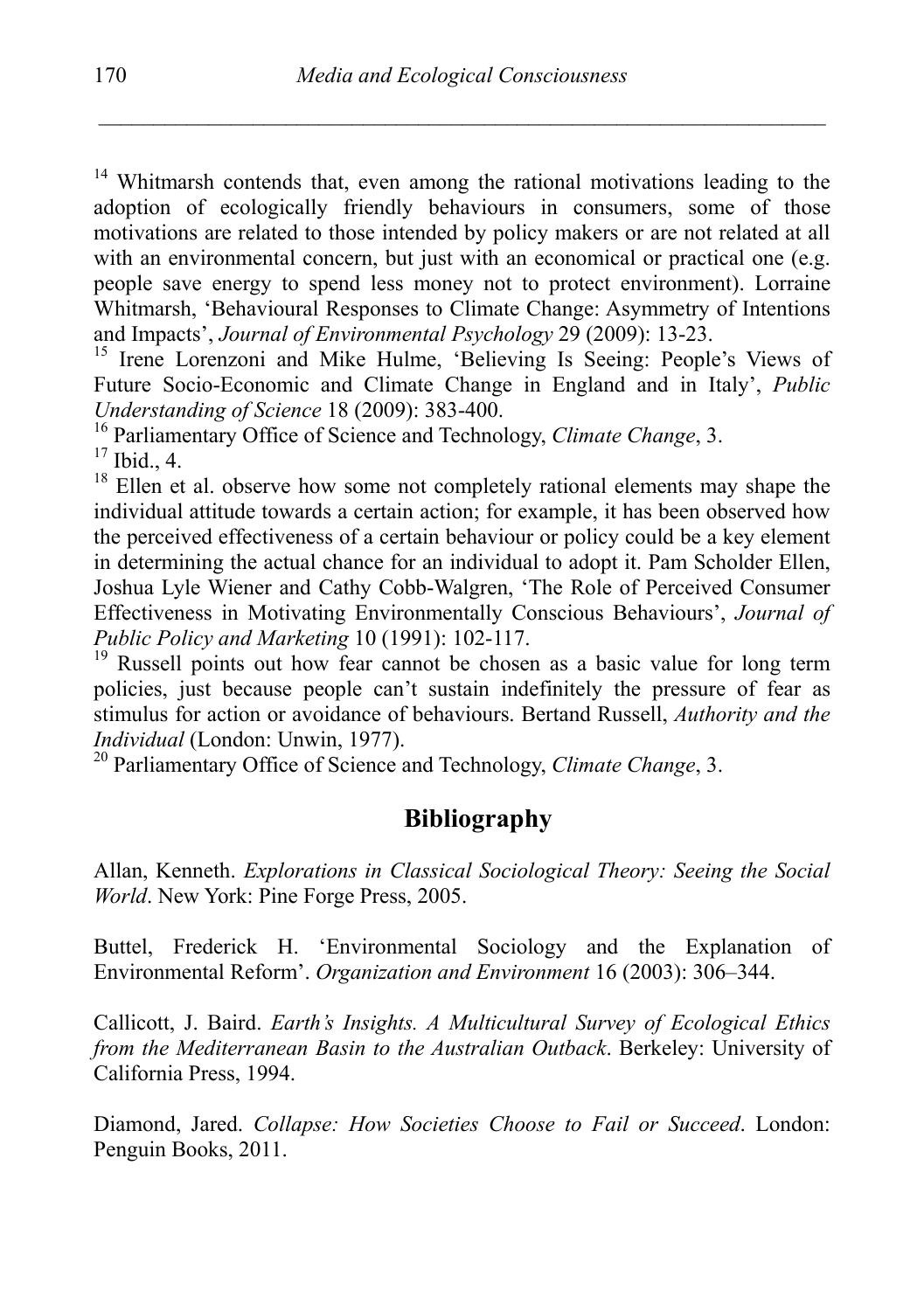[14] Whitmarsh contends that, even among the rational motivations leading to the adoption of ecologically friendly behaviours in consumers, some of those motivations are related to those intended by policy makers or are not related at all with an environmental concern, but just with an economical or practical one (e.g. people save energy to spend less money not to protect environment). Lorraine Whitmarsh, 'Behavioural Responses to Climate Change: Asymmetry of Intentions and Impacts', *Journal of Environmental Psychology* 29 (2009): 13-23.

[15] Irene Lorenzoni and Mike Hulme, 'Believing Is Seeing: People's Views of Future Socio-Economic and Climate Change in England and in Italy', *Public Understanding of Science* 18 (2009): 383-400.

[16] Parliamentary Office of Science and Technology, *Climate Change*, 3.

[17] Ibid., 4.

[18] Ellen et al. observe how some not completely rational elements may shape the individual attitude towards a certain action; for example, it has been observed how the perceived effectiveness of a certain behaviour or policy could be a key element in determining the actual chance for an individual to adopt it. Pam Scholder Ellen, Joshua Lyle Wiener and Cathy Cobb-Walgren, 'The Role of Perceived Consumer Effectiveness in Motivating Environmentally Conscious Behaviours', *Journal of Public Policy and Marketing* 10 (1991): 102-117.

[19] Russell points out how fear cannot be chosen as a basic value for long term policies, just because people can't sustain indefinitely the pressure of fear as stimulus for action or avoidance of behaviours. Bertand Russell, *Authority and the Individual* (London: Unwin, 1977).

[20] Parliamentary Office of Science and Technology, *Climate Change*, 3.

## Bibliography

Allan, Kenneth. *Explorations in Classical Sociological Theory: Seeing the Social World*. New York: Pine Forge Press, 2005.

Buttel, Frederick H. 'Environmental Sociology and the Explanation of Environmental Reform'. *Organization and Environment* 16 (2003): 306–344.

Callicott, J. Baird. *Earth's Insights. A Multicultural Survey of Ecological Ethics from the Mediterranean Basin to the Australian Outback*. Berkeley: University of California Press, 1994.

Diamond, Jared. *Collapse: How Societies Choose to Fail or Succeed*. London: Penguin Books, 2011.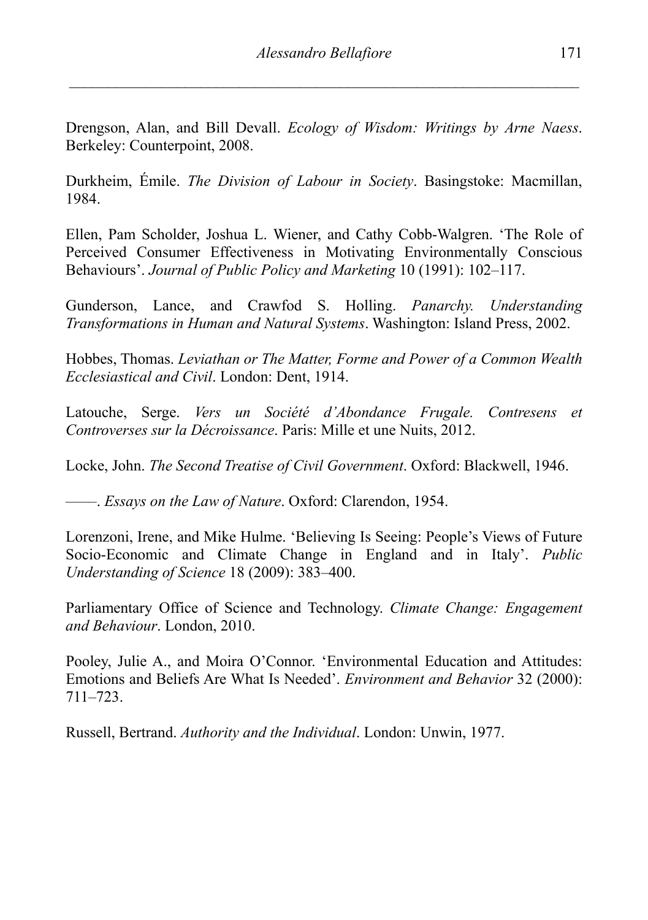Drengson, Alan, and Bill Devall. *Ecology of Wisdom: Writings by Arne Naess*. Berkeley: Counterpoint, 2008.

Durkheim, Émile. *The Division of Labour in Society*. Basingstoke: Macmillan, 1984.

Ellen, Pam Scholder, Joshua L. Wiener, and Cathy Cobb-Walgren. 'The Role of Perceived Consumer Effectiveness in Motivating Environmentally Conscious Behaviours'. *Journal of Public Policy and Marketing* 10 (1991): 102–117.

Gunderson, Lance, and Crawfod S. Holling. *Panarchy. Understanding Transformations in Human and Natural Systems*. Washington: Island Press, 2002.

Hobbes, Thomas. *Leviathan or The Matter, Forme and Power of a Common Wealth Ecclesiastical and Civil*. London: Dent, 1914.

Latouche, Serge. *Vers un Société d'Abondance Frugale. Contresens et Controverses sur la Décroissance*. Paris: Mille et une Nuits, 2012.

Locke, John. *The Second Treatise of Civil Government*. Oxford: Blackwell, 1946.

——. *Essays on the Law of Nature*. Oxford: Clarendon, 1954.

Lorenzoni, Irene, and Mike Hulme. 'Believing Is Seeing: People's Views of Future Socio-Economic and Climate Change in England and in Italy'. *Public Understanding of Science* 18 (2009): 383–400.

Parliamentary Office of Science and Technology. *Climate Change: Engagement and Behaviour*. London, 2010.

Pooley, Julie A., and Moira O'Connor. 'Environmental Education and Attitudes: Emotions and Beliefs Are What Is Needed'. *Environment and Behavior* 32 (2000): 711–723.

Russell, Bertrand. *Authority and the Individual*. London: Unwin, 1977.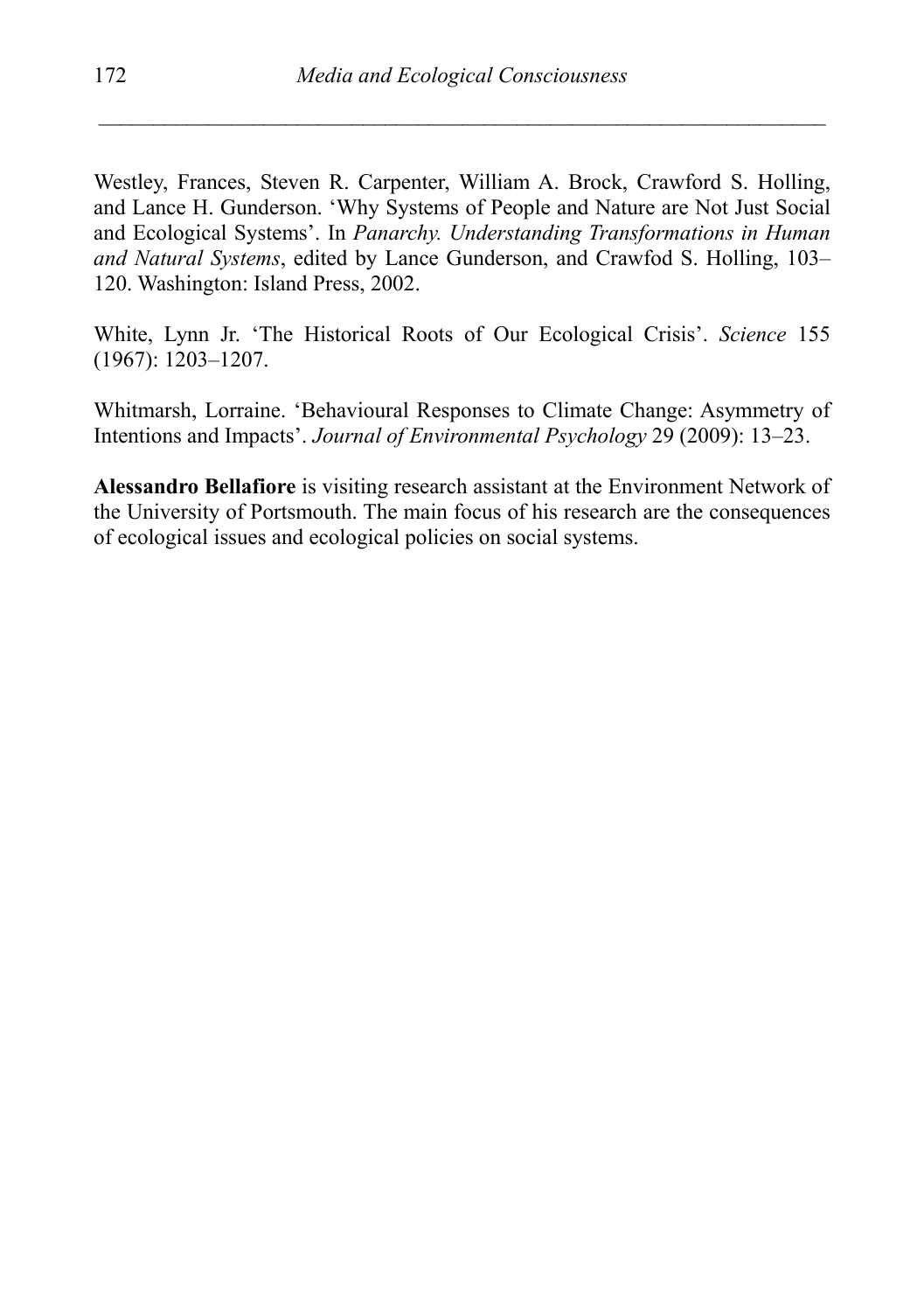Westley, Frances, Steven R. Carpenter, William A. Brock, Crawford S. Holling, and Lance H. Gunderson. 'Why Systems of People and Nature are Not Just Social and Ecological Systems'. In *Panarchy. Understanding Transformations in Human and Natural Systems*, edited by Lance Gunderson, and Crawfod S. Holling, 103–120. Washington: Island Press, 2002.

White, Lynn Jr. 'The Historical Roots of Our Ecological Crisis'. *Science* 155 (1967): 1203–1207.

Whitmarsh, Lorraine. 'Behavioural Responses to Climate Change: Asymmetry of Intentions and Impacts'. *Journal of Environmental Psychology* 29 (2009): 13–23.

**Alessandro Bellafiore** is visiting research assistant at the Environment Network of the University of Portsmouth. The main focus of his research are the consequences of ecological issues and ecological policies on social systems.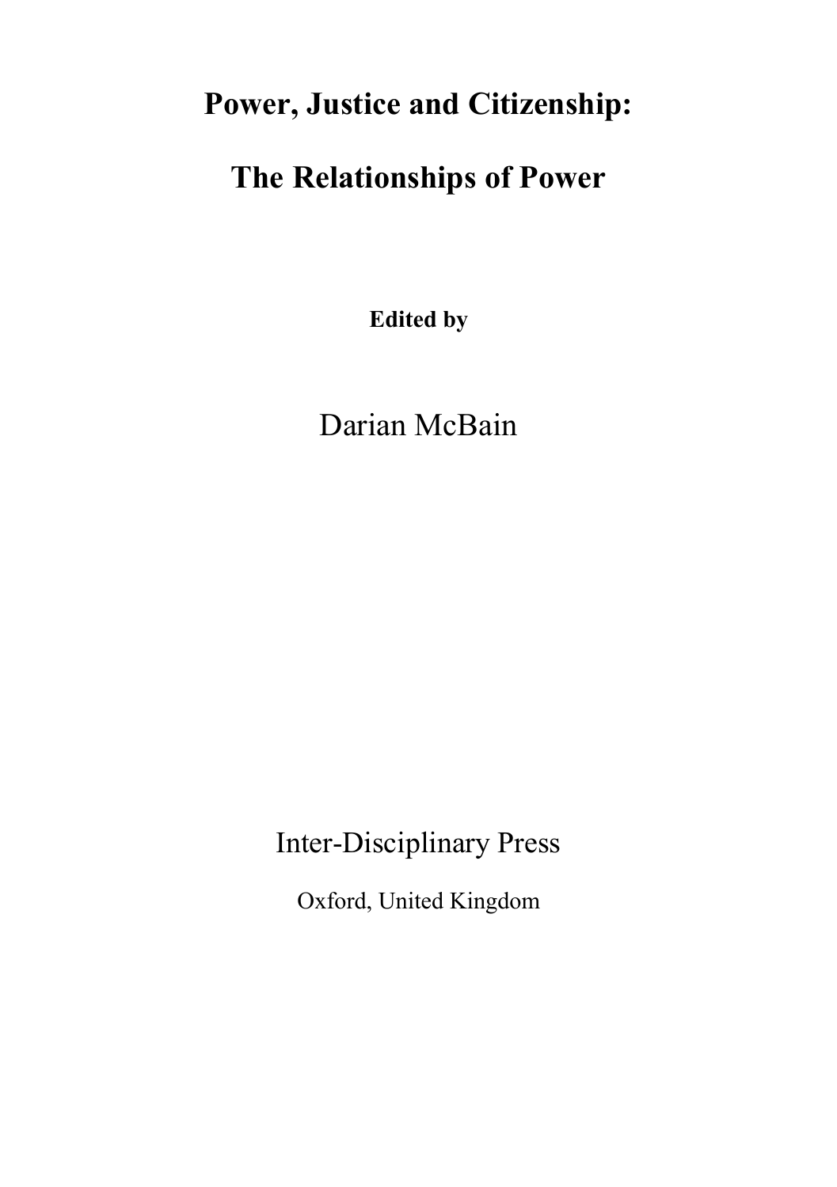# Power, Justice and Citizenship:

# The Relationships of Power

**Edited by**

Darian McBain

Inter-Disciplinary Press

Oxford, United Kingdom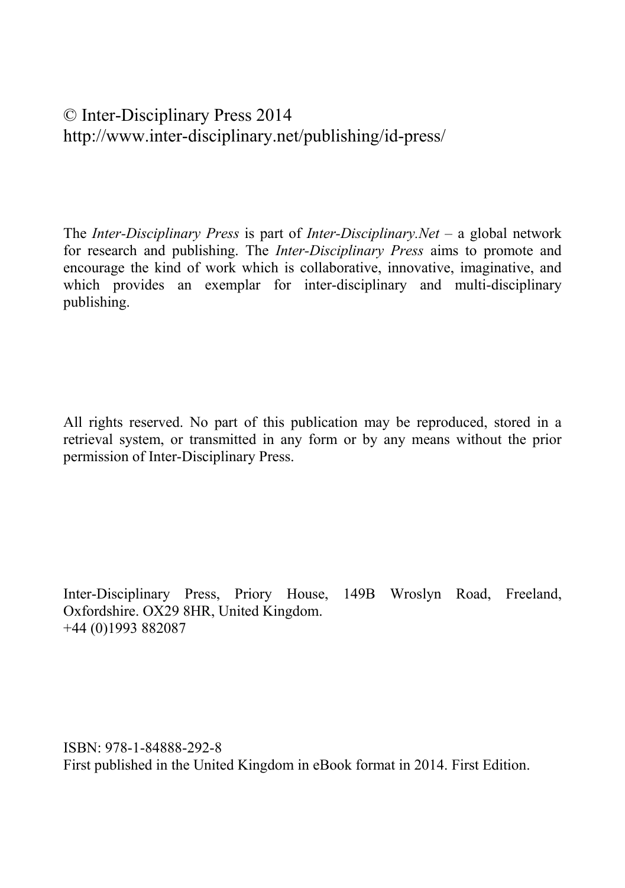© Inter-Disciplinary Press 2014
http://www.inter-disciplinary.net/publishing/id-press/

The *Inter-Disciplinary Press* is part of *Inter-Disciplinary.Net* – a global network for research and publishing. The *Inter-Disciplinary Press* aims to promote and encourage the kind of work which is collaborative, innovative, imaginative, and which provides an exemplar for inter-disciplinary and multi-disciplinary publishing.

All rights reserved. No part of this publication may be reproduced, stored in a retrieval system, or transmitted in any form or by any means without the prior permission of Inter-Disciplinary Press.

Inter-Disciplinary Press, Priory House, 149B Wroslyn Road, Freeland, Oxfordshire. OX29 8HR, United Kingdom.
+44 (0)1993 882087

ISBN: 978-1-84888-292-8
First published in the United Kingdom in eBook format in 2014. First Edition.